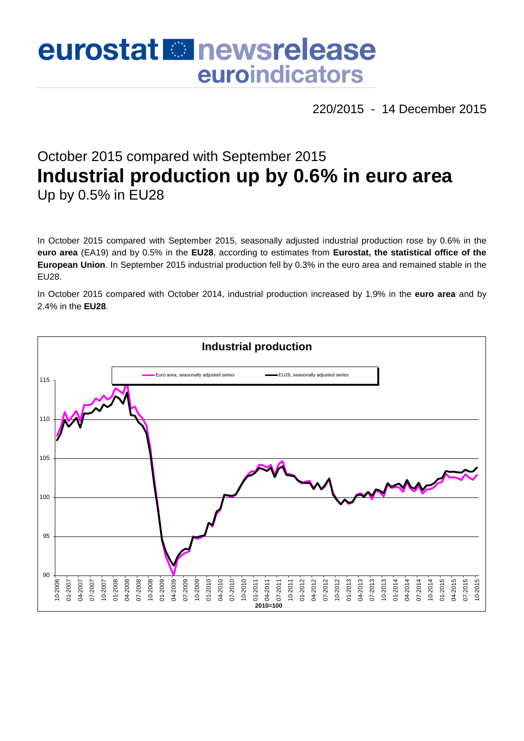# eurostat newsrelease euroindicators

220/2015 - 14 December 2015

## October 2015 compared with September 2015

# Industrial production up by 0.6% in euro area

## Up by 0.5% in EU28

In October 2015 compared with September 2015, seasonally adjusted industrial production rose by 0.6% in the **euro area** (EA19) and by 0.5% in the **EU28**, according to estimates from **Eurostat, the statistical office of the European Union**. In September 2015 industrial production fell by 0.3% in the euro area and remained stable in the EU28.

In October 2015 compared with October 2014, industrial production increased by 1.9% in the **euro area** and by 2.4% in the **EU28**.

**Industrial production**

Euro area, seasonally adjusted series — EU28, seasonally adjusted series

2010=100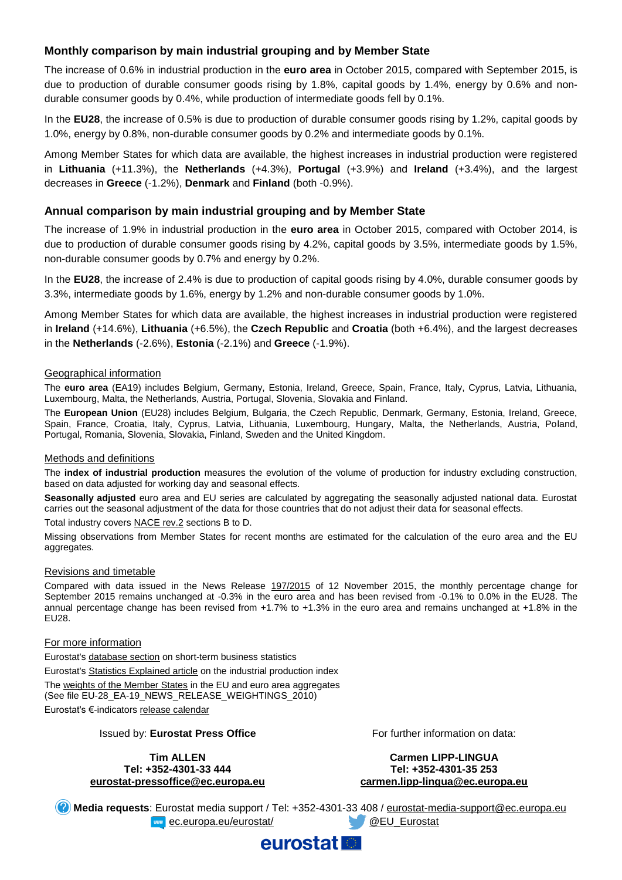## Monthly comparison by main industrial grouping and by Member State

The increase of 0.6% in industrial production in the **euro area** in October 2015, compared with September 2015, is due to production of durable consumer goods rising by 1.8%, capital goods by 1.4%, energy by 0.6% and non-durable consumer goods by 0.4%, while production of intermediate goods fell by 0.1%.

In the **EU28**, the increase of 0.5% is due to production of durable consumer goods rising by 1.2%, capital goods by 1.0%, energy by 0.8%, non-durable consumer goods by 0.2% and intermediate goods by 0.1%.

Among Member States for which data are available, the highest increases in industrial production were registered in **Lithuania** (+11.3%), the **Netherlands** (+4.3%), **Portugal** (+3.9%) and **Ireland** (+3.4%), and the largest decreases in **Greece** (-1.2%), **Denmark** and **Finland** (both -0.9%).

## Annual comparison by main industrial grouping and by Member State

The increase of 1.9% in industrial production in the **euro area** in October 2015, compared with October 2014, is due to production of durable consumer goods rising by 4.2%, capital goods by 3.5%, intermediate goods by 1.5%, non-durable consumer goods by 0.7% and energy by 0.2%.

In the **EU28**, the increase of 2.4% is due to production of capital goods rising by 4.0%, durable consumer goods by 3.3%, intermediate goods by 1.6%, energy by 1.2% and non-durable consumer goods by 1.0%.

Among Member States for which data are available, the highest increases in industrial production were registered in **Ireland** (+14.6%), **Lithuania** (+6.5%), the **Czech Republic** and **Croatia** (both +6.4%), and the largest decreases in the **Netherlands** (-2.6%), **Estonia** (-2.1%) and **Greece** (-1.9%).

### Geographical information

The **euro area** (EA19) includes Belgium, Germany, Estonia, Ireland, Greece, Spain, France, Italy, Cyprus, Latvia, Lithuania, Luxembourg, Malta, the Netherlands, Austria, Portugal, Slovenia, Slovakia and Finland.

The **European Union** (EU28) includes Belgium, Bulgaria, the Czech Republic, Denmark, Germany, Estonia, Ireland, Greece, Spain, France, Croatia, Italy, Cyprus, Latvia, Lithuania, Luxembourg, Hungary, Malta, the Netherlands, Austria, Poland, Portugal, Romania, Slovenia, Slovakia, Finland, Sweden and the United Kingdom.

### Methods and definitions

The **index of industrial production** measures the evolution of the volume of production for industry excluding construction, based on data adjusted for working day and seasonal effects.

**Seasonally adjusted** euro area and EU series are calculated by aggregating the seasonally adjusted national data. Eurostat carries out the seasonal adjustment of the data for those countries that do not adjust their data for seasonal effects.

Total industry covers NACE rev.2 sections B to D.

Missing observations from Member States for recent months are estimated for the calculation of the euro area and the EU aggregates.

### Revisions and timetable

Compared with data issued in the News Release 197/2015 of 12 November 2015, the monthly percentage change for September 2015 remains unchanged at -0.3% in the euro area and has been revised from -0.1% to 0.0% in the EU28. The annual percentage change has been revised from +1.7% to +1.3% in the euro area and remains unchanged at +1.8% in the EU28.

### For more information

Eurostat's database section on short-term business statistics

Eurostat's Statistics Explained article on the industrial production index

The weights of the Member States in the EU and euro area aggregates
(See file EU-28_EA-19_NEWS_RELEASE_WEIGHTINGS_2010)

Eurostat's €-indicators release calendar

Issued by: **Eurostat Press Office**

**Tim ALLEN**
**Tel: +352-4301-33 444**
**eurostat-pressoffice@ec.europa.eu**

For further information on data:

**Carmen LIPP-LINGUA**
**Tel: +352-4301-35 253**
**carmen.lipp-lingua@ec.europa.eu**

**Media requests**: Eurostat media support / Tel: +352-4301-33 408 / eurostat-media-support@ec.europa.eu

ec.europa.eu/eurostat/ @EU_Eurostat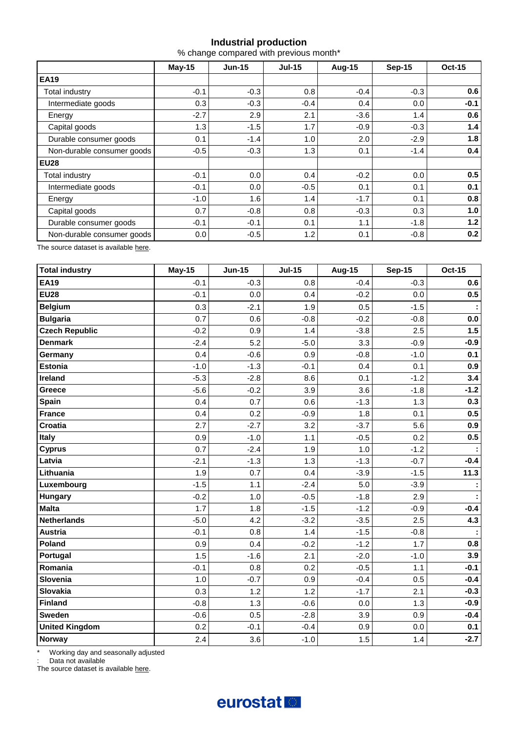## Industrial production

% change compared with previous month*

| | May-15 | Jun-15 | Jul-15 | Aug-15 | Sep-15 | Oct-15 |
|---|---|---|---|---|---|---|
| **EA19** | | | | | | |
| Total industry | -0.1 | -0.3 | 0.8 | -0.4 | -0.3 | **0.6** |
| Intermediate goods | 0.3 | -0.3 | -0.4 | 0.4 | 0.0 | **-0.1** |
| Energy | -2.7 | 2.9 | 2.1 | -3.6 | 1.4 | **0.6** |
| Capital goods | 1.3 | -1.5 | 1.7 | -0.9 | -0.3 | **1.4** |
| Durable consumer goods | 0.1 | -1.4 | 1.0 | 2.0 | -2.9 | **1.8** |
| Non-durable consumer goods | -0.5 | -0.3 | 1.3 | 0.1 | -1.4 | **0.4** |
| **EU28** | | | | | | |
| Total industry | -0.1 | 0.0 | 0.4 | -0.2 | 0.0 | **0.5** |
| Intermediate goods | -0.1 | 0.0 | -0.5 | 0.1 | 0.1 | **0.1** |
| Energy | -1.0 | 1.6 | 1.4 | -1.7 | 0.1 | **0.8** |
| Capital goods | 0.7 | -0.8 | 0.8 | -0.3 | 0.3 | **1.0** |
| Durable consumer goods | -0.1 | -0.1 | 0.1 | 1.1 | -1.8 | **1.2** |
| Non-durable consumer goods | 0.0 | -0.5 | 1.2 | 0.1 | -0.8 | **0.2** |

The source dataset is available here.

| Total industry | May-15 | Jun-15 | Jul-15 | Aug-15 | Sep-15 | Oct-15 |
|---|---|---|---|---|---|---|
| **EA19** | -0.1 | -0.3 | 0.8 | -0.4 | -0.3 | **0.6** |
| **EU28** | -0.1 | 0.0 | 0.4 | -0.2 | 0.0 | **0.5** |
| **Belgium** | 0.3 | -2.1 | 1.9 | 0.5 | -1.5 | **:** |
| **Bulgaria** | 0.7 | 0.6 | -0.8 | -0.2 | -0.8 | **0.0** |
| **Czech Republic** | -0.2 | 0.9 | 1.4 | -3.8 | 2.5 | **1.5** |
| **Denmark** | -2.4 | 5.2 | -5.0 | 3.3 | -0.9 | **-0.9** |
| **Germany** | 0.4 | -0.6 | 0.9 | -0.8 | -1.0 | **0.1** |
| **Estonia** | -1.0 | -1.3 | -0.1 | 0.4 | 0.1 | **0.9** |
| **Ireland** | -5.3 | -2.8 | 8.6 | 0.1 | -1.2 | **3.4** |
| **Greece** | -5.6 | -0.2 | 3.9 | 3.6 | -1.8 | **-1.2** |
| **Spain** | 0.4 | 0.7 | 0.6 | -1.3 | 1.3 | **0.3** |
| **France** | 0.4 | 0.2 | -0.9 | 1.8 | 0.1 | **0.5** |
| **Croatia** | 2.7 | -2.7 | 3.2 | -3.7 | 5.6 | **0.9** |
| **Italy** | 0.9 | -1.0 | 1.1 | -0.5 | 0.2 | **0.5** |
| **Cyprus** | 0.7 | -2.4 | 1.9 | 1.0 | -1.2 | **:** |
| **Latvia** | -2.1 | -1.3 | 1.3 | -1.3 | -0.7 | **-0.4** |
| **Lithuania** | 1.9 | 0.7 | 0.4 | -3.9 | -1.5 | **11.3** |
| **Luxembourg** | -1.5 | 1.1 | -2.4 | 5.0 | -3.9 | **:** |
| **Hungary** | -0.2 | 1.0 | -0.5 | -1.8 | 2.9 | **:** |
| **Malta** | 1.7 | 1.8 | -1.5 | -1.2 | -0.9 | **-0.4** |
| **Netherlands** | -5.0 | 4.2 | -3.2 | -3.5 | 2.5 | **4.3** |
| **Austria** | -0.1 | 0.8 | 1.4 | -1.5 | -0.8 | **:** |
| **Poland** | 0.9 | 0.4 | -0.2 | -1.2 | 1.7 | **0.8** |
| **Portugal** | 1.5 | -1.6 | 2.1 | -2.0 | -1.0 | **3.9** |
| **Romania** | -0.1 | 0.8 | 0.2 | -0.5 | 1.1 | **-0.1** |
| **Slovenia** | 1.0 | -0.7 | 0.9 | -0.4 | 0.5 | **-0.4** |
| **Slovakia** | 0.3 | 1.2 | 1.2 | -1.7 | 2.1 | **-0.3** |
| **Finland** | -0.8 | 1.3 | -0.6 | 0.0 | 1.3 | **-0.9** |
| **Sweden** | -0.6 | 0.5 | -2.8 | 3.9 | 0.9 | **-0.4** |
| **United Kingdom** | 0.2 | -0.1 | -0.4 | 0.9 | 0.0 | **0.1** |
| **Norway** | 2.4 | 3.6 | -1.0 | 1.5 | 1.4 | **-2.7** |

\* Working day and seasonally adjusted

: Data not available

The source dataset is available here.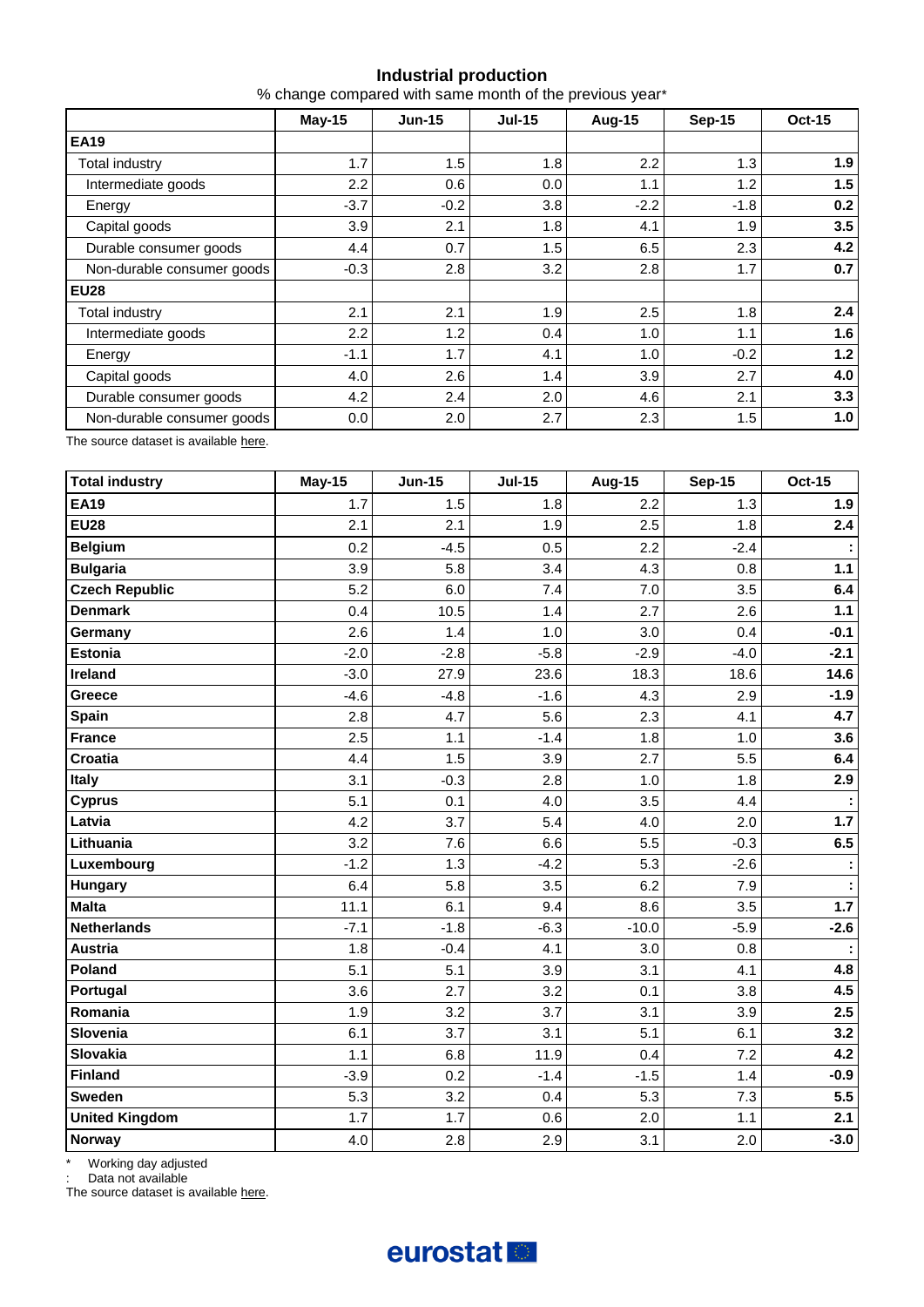## Industrial production

% change compared with same month of the previous year*

| | May-15 | Jun-15 | Jul-15 | Aug-15 | Sep-15 | Oct-15 |
|---|---|---|---|---|---|---|
| **EA19** | | | | | | |
| Total industry | 1.7 | 1.5 | 1.8 | 2.2 | 1.3 | **1.9** |
| Intermediate goods | 2.2 | 0.6 | 0.0 | 1.1 | 1.2 | **1.5** |
| Energy | -3.7 | -0.2 | 3.8 | -2.2 | -1.8 | **0.2** |
| Capital goods | 3.9 | 2.1 | 1.8 | 4.1 | 1.9 | **3.5** |
| Durable consumer goods | 4.4 | 0.7 | 1.5 | 6.5 | 2.3 | **4.2** |
| Non-durable consumer goods | -0.3 | 2.8 | 3.2 | 2.8 | 1.7 | **0.7** |
| **EU28** | | | | | | |
| Total industry | 2.1 | 2.1 | 1.9 | 2.5 | 1.8 | **2.4** |
| Intermediate goods | 2.2 | 1.2 | 0.4 | 1.0 | 1.1 | **1.6** |
| Energy | -1.1 | 1.7 | 4.1 | 1.0 | -0.2 | **1.2** |
| Capital goods | 4.0 | 2.6 | 1.4 | 3.9 | 2.7 | **4.0** |
| Durable consumer goods | 4.2 | 2.4 | 2.0 | 4.6 | 2.1 | **3.3** |
| Non-durable consumer goods | 0.0 | 2.0 | 2.7 | 2.3 | 1.5 | **1.0** |

The source dataset is available here.

| Total industry | May-15 | Jun-15 | Jul-15 | Aug-15 | Sep-15 | Oct-15 |
|---|---|---|---|---|---|---|
| **EA19** | 1.7 | 1.5 | 1.8 | 2.2 | 1.3 | **1.9** |
| **EU28** | 2.1 | 2.1 | 1.9 | 2.5 | 1.8 | **2.4** |
| **Belgium** | 0.2 | -4.5 | 0.5 | 2.2 | -2.4 | **:** |
| **Bulgaria** | 3.9 | 5.8 | 3.4 | 4.3 | 0.8 | **1.1** |
| **Czech Republic** | 5.2 | 6.0 | 7.4 | 7.0 | 3.5 | **6.4** |
| **Denmark** | 0.4 | 10.5 | 1.4 | 2.7 | 2.6 | **1.1** |
| **Germany** | 2.6 | 1.4 | 1.0 | 3.0 | 0.4 | **-0.1** |
| **Estonia** | -2.0 | -2.8 | -5.8 | -2.9 | -4.0 | **-2.1** |
| **Ireland** | -3.0 | 27.9 | 23.6 | 18.3 | 18.6 | **14.6** |
| **Greece** | -4.6 | -4.8 | -1.6 | 4.3 | 2.9 | **-1.9** |
| **Spain** | 2.8 | 4.7 | 5.6 | 2.3 | 4.1 | **4.7** |
| **France** | 2.5 | 1.1 | -1.4 | 1.8 | 1.0 | **3.6** |
| **Croatia** | 4.4 | 1.5 | 3.9 | 2.7 | 5.5 | **6.4** |
| **Italy** | 3.1 | -0.3 | 2.8 | 1.0 | 1.8 | **2.9** |
| **Cyprus** | 5.1 | 0.1 | 4.0 | 3.5 | 4.4 | **:** |
| **Latvia** | 4.2 | 3.7 | 5.4 | 4.0 | 2.0 | **1.7** |
| **Lithuania** | 3.2 | 7.6 | 6.6 | 5.5 | -0.3 | **6.5** |
| **Luxembourg** | -1.2 | 1.3 | -4.2 | 5.3 | -2.6 | **:** |
| **Hungary** | 6.4 | 5.8 | 3.5 | 6.2 | 7.9 | **:** |
| **Malta** | 11.1 | 6.1 | 9.4 | 8.6 | 3.5 | **1.7** |
| **Netherlands** | -7.1 | -1.8 | -6.3 | -10.0 | -5.9 | **-2.6** |
| **Austria** | 1.8 | -0.4 | 4.1 | 3.0 | 0.8 | **:** |
| **Poland** | 5.1 | 5.1 | 3.9 | 3.1 | 4.1 | **4.8** |
| **Portugal** | 3.6 | 2.7 | 3.2 | 0.1 | 3.8 | **4.5** |
| **Romania** | 1.9 | 3.2 | 3.7 | 3.1 | 3.9 | **2.5** |
| **Slovenia** | 6.1 | 3.7 | 3.1 | 5.1 | 6.1 | **3.2** |
| **Slovakia** | 1.1 | 6.8 | 11.9 | 0.4 | 7.2 | **4.2** |
| **Finland** | -3.9 | 0.2 | -1.4 | -1.5 | 1.4 | **-0.9** |
| **Sweden** | 5.3 | 3.2 | 0.4 | 5.3 | 7.3 | **5.5** |
| **United Kingdom** | 1.7 | 1.7 | 0.6 | 2.0 | 1.1 | **2.1** |
| **Norway** | 4.0 | 2.8 | 2.9 | 3.1 | 2.0 | **-3.0** |

\* Working day adjusted

: Data not available

The source dataset is available here.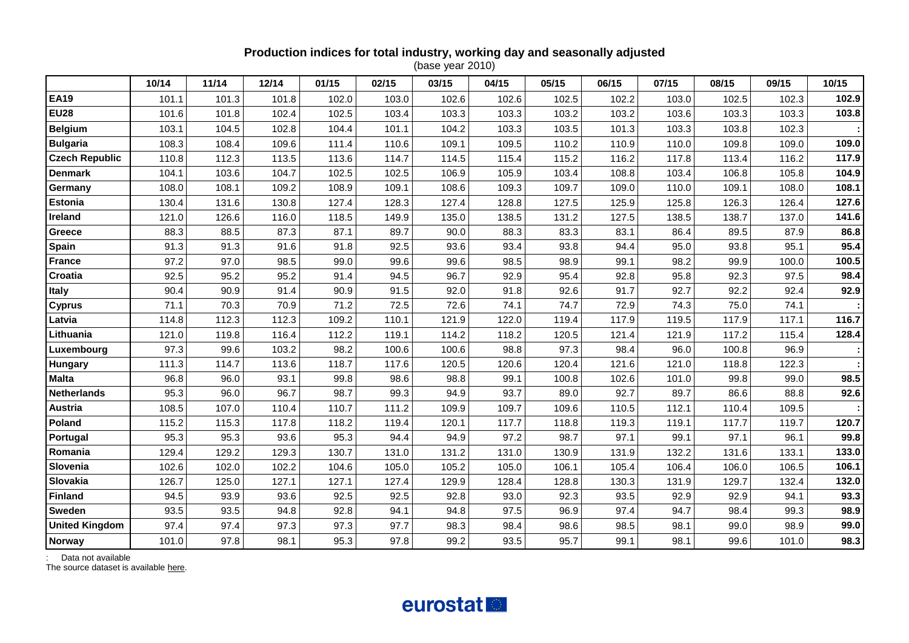**Production indices for total industry, working day and seasonally adjusted**

(base year 2010)

| | 10/14 | 11/14 | 12/14 | 01/15 | 02/15 | 03/15 | 04/15 | 05/15 | 06/15 | 07/15 | 08/15 | 09/15 | 10/15 |
|---|---|---|---|---|---|---|---|---|---|---|---|---|---|
| **EA19** | 101.1 | 101.3 | 101.8 | 102.0 | 103.0 | 102.6 | 102.6 | 102.5 | 102.2 | 103.0 | 102.5 | 102.3 | **102.9** |
| **EU28** | 101.6 | 101.8 | 102.4 | 102.5 | 103.4 | 103.3 | 103.3 | 103.2 | 103.2 | 103.6 | 103.3 | 103.3 | **103.8** |
| **Belgium** | 103.1 | 104.5 | 102.8 | 104.4 | 101.1 | 104.2 | 103.3 | 103.5 | 101.3 | 103.3 | 103.8 | 102.3 | **:** |
| **Bulgaria** | 108.3 | 108.4 | 109.6 | 111.4 | 110.6 | 109.1 | 109.5 | 110.2 | 110.9 | 110.0 | 109.8 | 109.0 | **109.0** |
| **Czech Republic** | 110.8 | 112.3 | 113.5 | 113.6 | 114.7 | 114.5 | 115.4 | 115.2 | 116.2 | 117.8 | 113.4 | 116.2 | **117.9** |
| **Denmark** | 104.1 | 103.6 | 104.7 | 102.5 | 102.5 | 106.9 | 105.9 | 103.4 | 108.8 | 103.4 | 106.8 | 105.8 | **104.9** |
| **Germany** | 108.0 | 108.1 | 109.2 | 108.9 | 109.1 | 108.6 | 109.3 | 109.7 | 109.0 | 110.0 | 109.1 | 108.0 | **108.1** |
| **Estonia** | 130.4 | 131.6 | 130.8 | 127.4 | 128.3 | 127.4 | 128.8 | 127.5 | 125.9 | 125.8 | 126.3 | 126.4 | **127.6** |
| **Ireland** | 121.0 | 126.6 | 116.0 | 118.5 | 149.9 | 135.0 | 138.5 | 131.2 | 127.5 | 138.5 | 138.7 | 137.0 | **141.6** |
| **Greece** | 88.3 | 88.5 | 87.3 | 87.1 | 89.7 | 90.0 | 88.3 | 83.3 | 83.1 | 86.4 | 89.5 | 87.9 | **86.8** |
| **Spain** | 91.3 | 91.3 | 91.6 | 91.8 | 92.5 | 93.6 | 93.4 | 93.8 | 94.4 | 95.0 | 93.8 | 95.1 | **95.4** |
| **France** | 97.2 | 97.0 | 98.5 | 99.0 | 99.6 | 99.6 | 98.5 | 98.9 | 99.1 | 98.2 | 99.9 | 100.0 | **100.5** |
| **Croatia** | 92.5 | 95.2 | 95.2 | 91.4 | 94.5 | 96.7 | 92.9 | 95.4 | 92.8 | 95.8 | 92.3 | 97.5 | **98.4** |
| **Italy** | 90.4 | 90.9 | 91.4 | 90.9 | 91.5 | 92.0 | 91.8 | 92.6 | 91.7 | 92.7 | 92.2 | 92.4 | **92.9** |
| **Cyprus** | 71.1 | 70.3 | 70.9 | 71.2 | 72.5 | 72.6 | 74.1 | 74.7 | 72.9 | 74.3 | 75.0 | 74.1 | **:** |
| **Latvia** | 114.8 | 112.3 | 112.3 | 109.2 | 110.1 | 121.9 | 122.0 | 119.4 | 117.9 | 119.5 | 117.9 | 117.1 | **116.7** |
| **Lithuania** | 121.0 | 119.8 | 116.4 | 112.2 | 119.1 | 114.2 | 118.2 | 120.5 | 121.4 | 121.9 | 117.2 | 115.4 | **128.4** |
| **Luxembourg** | 97.3 | 99.6 | 103.2 | 98.2 | 100.6 | 100.6 | 98.8 | 97.3 | 98.4 | 96.0 | 100.8 | 96.9 | **:** |
| **Hungary** | 111.3 | 114.7 | 113.6 | 118.7 | 117.6 | 120.5 | 120.6 | 120.4 | 121.6 | 121.0 | 118.8 | 122.3 | **:** |
| **Malta** | 96.8 | 96.0 | 93.1 | 99.8 | 98.6 | 98.8 | 99.1 | 100.8 | 102.6 | 101.0 | 99.8 | 99.0 | **98.5** |
| **Netherlands** | 95.3 | 96.0 | 96.7 | 98.7 | 99.3 | 94.9 | 93.7 | 89.0 | 92.7 | 89.7 | 86.6 | 88.8 | **92.6** |
| **Austria** | 108.5 | 107.0 | 110.4 | 110.7 | 111.2 | 109.9 | 109.7 | 109.6 | 110.5 | 112.1 | 110.4 | 109.5 | **:** |
| **Poland** | 115.2 | 115.3 | 117.8 | 118.2 | 119.4 | 120.1 | 117.7 | 118.8 | 119.3 | 119.1 | 117.7 | 119.7 | **120.7** |
| **Portugal** | 95.3 | 95.3 | 93.6 | 95.3 | 94.4 | 94.9 | 97.2 | 98.7 | 97.1 | 99.1 | 97.1 | 96.1 | **99.8** |
| **Romania** | 129.4 | 129.2 | 129.3 | 130.7 | 131.0 | 131.2 | 131.0 | 130.9 | 131.9 | 132.2 | 131.6 | 133.1 | **133.0** |
| **Slovenia** | 102.6 | 102.0 | 102.2 | 104.6 | 105.0 | 105.2 | 105.0 | 106.1 | 105.4 | 106.4 | 106.0 | 106.5 | **106.1** |
| **Slovakia** | 126.7 | 125.0 | 127.1 | 127.1 | 127.4 | 129.9 | 128.4 | 128.8 | 130.3 | 131.9 | 129.7 | 132.4 | **132.0** |
| **Finland** | 94.5 | 93.9 | 93.6 | 92.5 | 92.5 | 92.8 | 93.0 | 92.3 | 93.5 | 92.9 | 92.9 | 94.1 | **93.3** |
| **Sweden** | 93.5 | 93.5 | 94.8 | 92.8 | 94.1 | 94.8 | 97.5 | 96.9 | 97.4 | 94.7 | 98.4 | 99.3 | **98.9** |
| **United Kingdom** | 97.4 | 97.4 | 97.3 | 97.3 | 97.7 | 98.3 | 98.4 | 98.6 | 98.5 | 98.1 | 99.0 | 98.9 | **99.0** |
| **Norway** | 101.0 | 97.8 | 98.1 | 95.3 | 97.8 | 99.2 | 93.5 | 95.7 | 99.1 | 98.1 | 99.6 | 101.0 | **98.3** |

: Data not available

The source dataset is available here.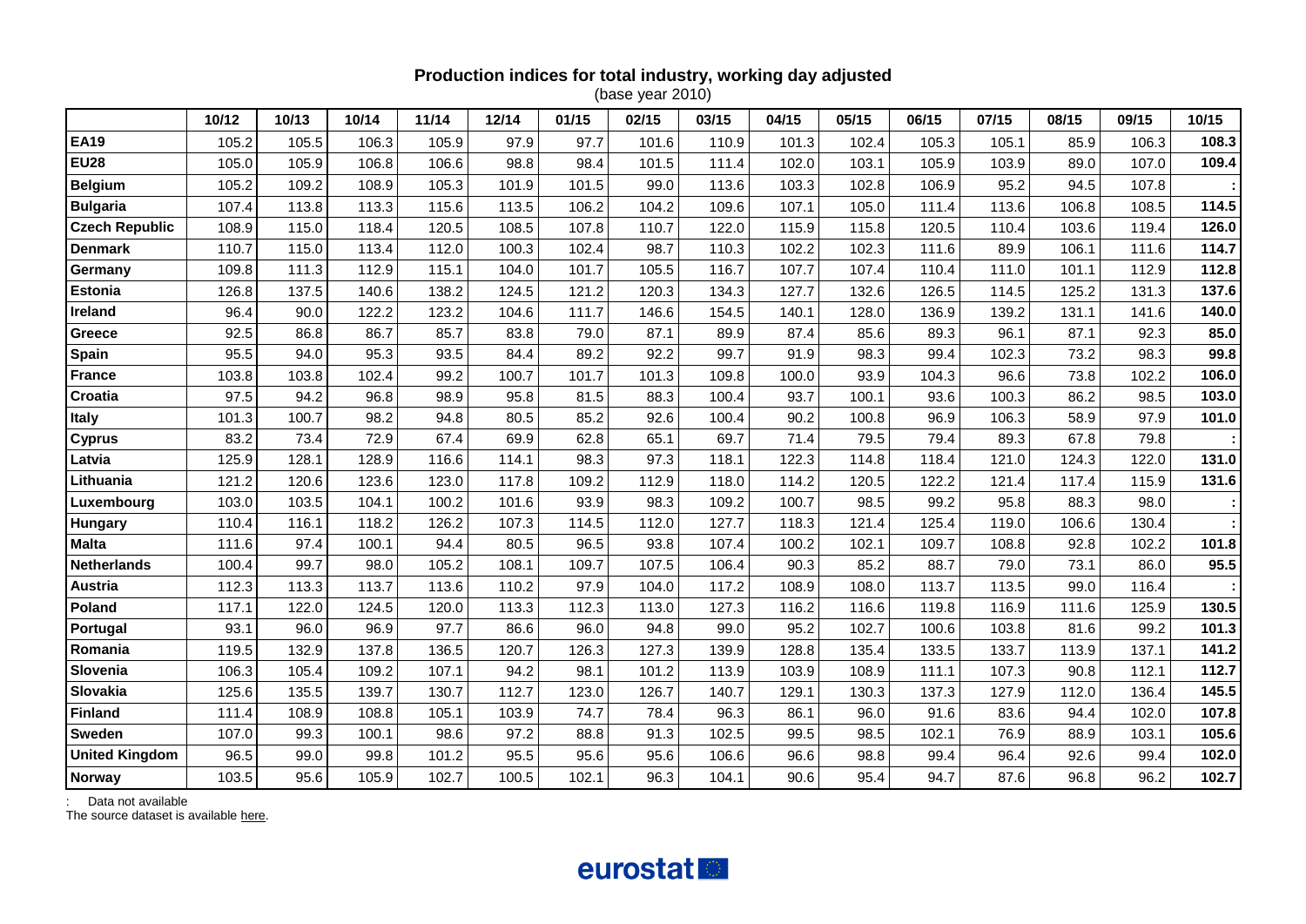## Production indices for total industry, working day adjusted

(base year 2010)

| | 10/12 | 10/13 | 10/14 | 11/14 | 12/14 | 01/15 | 02/15 | 03/15 | 04/15 | 05/15 | 06/15 | 07/15 | 08/15 | 09/15 | 10/15 |
|---|---|---|---|---|---|---|---|---|---|---|---|---|---|---|---|
| **EA19** | 105.2 | 105.5 | 106.3 | 105.9 | 97.9 | 97.7 | 101.6 | 110.9 | 101.3 | 102.4 | 105.3 | 105.1 | 85.9 | 106.3 | **108.3** |
| **EU28** | 105.0 | 105.9 | 106.8 | 106.6 | 98.8 | 98.4 | 101.5 | 111.4 | 102.0 | 103.1 | 105.9 | 103.9 | 89.0 | 107.0 | **109.4** |
| **Belgium** | 105.2 | 109.2 | 108.9 | 105.3 | 101.9 | 101.5 | 99.0 | 113.6 | 103.3 | 102.8 | 106.9 | 95.2 | 94.5 | 107.8 | **:** |
| **Bulgaria** | 107.4 | 113.8 | 113.3 | 115.6 | 113.5 | 106.2 | 104.2 | 109.6 | 107.1 | 105.0 | 111.4 | 113.6 | 106.8 | 108.5 | **114.5** |
| **Czech Republic** | 108.9 | 115.0 | 118.4 | 120.5 | 108.5 | 107.8 | 110.7 | 122.0 | 115.9 | 115.8 | 120.5 | 110.4 | 103.6 | 119.4 | **126.0** |
| **Denmark** | 110.7 | 115.0 | 113.4 | 112.0 | 100.3 | 102.4 | 98.7 | 110.3 | 102.2 | 102.3 | 111.6 | 89.9 | 106.1 | 111.6 | **114.7** |
| **Germany** | 109.8 | 111.3 | 112.9 | 115.1 | 104.0 | 101.7 | 105.5 | 116.7 | 107.7 | 107.4 | 110.4 | 111.0 | 101.1 | 112.9 | **112.8** |
| **Estonia** | 126.8 | 137.5 | 140.6 | 138.2 | 124.5 | 121.2 | 120.3 | 134.3 | 127.7 | 132.6 | 126.5 | 114.5 | 125.2 | 131.3 | **137.6** |
| **Ireland** | 96.4 | 90.0 | 122.2 | 123.2 | 104.6 | 111.7 | 146.6 | 154.5 | 140.1 | 128.0 | 136.9 | 139.2 | 131.1 | 141.6 | **140.0** |
| **Greece** | 92.5 | 86.8 | 86.7 | 85.7 | 83.8 | 79.0 | 87.1 | 89.9 | 87.4 | 85.6 | 89.3 | 96.1 | 87.1 | 92.3 | **85.0** |
| **Spain** | 95.5 | 94.0 | 95.3 | 93.5 | 84.4 | 89.2 | 92.2 | 99.7 | 91.9 | 98.3 | 99.4 | 102.3 | 73.2 | 98.3 | **99.8** |
| **France** | 103.8 | 103.8 | 102.4 | 99.2 | 100.7 | 101.7 | 101.3 | 109.8 | 100.0 | 93.9 | 104.3 | 96.6 | 73.8 | 102.2 | **106.0** |
| **Croatia** | 97.5 | 94.2 | 96.8 | 98.9 | 95.8 | 81.5 | 88.3 | 100.4 | 93.7 | 100.1 | 93.6 | 100.3 | 86.2 | 98.5 | **103.0** |
| **Italy** | 101.3 | 100.7 | 98.2 | 94.8 | 80.5 | 85.2 | 92.6 | 100.4 | 90.2 | 100.8 | 96.9 | 106.3 | 58.9 | 97.9 | **101.0** |
| **Cyprus** | 83.2 | 73.4 | 72.9 | 67.4 | 69.9 | 62.8 | 65.1 | 69.7 | 71.4 | 79.5 | 79.4 | 89.3 | 67.8 | 79.8 | **:** |
| **Latvia** | 125.9 | 128.1 | 128.9 | 116.6 | 114.1 | 98.3 | 97.3 | 118.1 | 122.3 | 114.8 | 118.4 | 121.0 | 124.3 | 122.0 | **131.0** |
| **Lithuania** | 121.2 | 120.6 | 123.6 | 123.0 | 117.8 | 109.2 | 112.9 | 118.0 | 114.2 | 120.5 | 122.2 | 121.4 | 117.4 | 115.9 | **131.6** |
| **Luxembourg** | 103.0 | 103.5 | 104.1 | 100.2 | 101.6 | 93.9 | 98.3 | 109.2 | 100.7 | 98.5 | 99.2 | 95.8 | 88.3 | 98.0 | **:** |
| **Hungary** | 110.4 | 116.1 | 118.2 | 126.2 | 107.3 | 114.5 | 112.0 | 127.7 | 118.3 | 121.4 | 125.4 | 119.0 | 106.6 | 130.4 | **:** |
| **Malta** | 111.6 | 97.4 | 100.1 | 94.4 | 80.5 | 96.5 | 93.8 | 107.4 | 100.2 | 102.1 | 109.7 | 108.8 | 92.8 | 102.2 | **101.8** |
| **Netherlands** | 100.4 | 99.7 | 98.0 | 105.2 | 108.1 | 109.7 | 107.5 | 106.4 | 90.3 | 85.2 | 88.7 | 79.0 | 73.1 | 86.0 | **95.5** |
| **Austria** | 112.3 | 113.3 | 113.7 | 113.6 | 110.2 | 97.9 | 104.0 | 117.2 | 108.9 | 108.0 | 113.7 | 113.5 | 99.0 | 116.4 | **:** |
| **Poland** | 117.1 | 122.0 | 124.5 | 120.0 | 113.3 | 112.3 | 113.0 | 127.3 | 116.2 | 116.6 | 119.8 | 116.9 | 111.6 | 125.9 | **130.5** |
| **Portugal** | 93.1 | 96.0 | 96.9 | 97.7 | 86.6 | 96.0 | 94.8 | 99.0 | 95.2 | 102.7 | 100.6 | 103.8 | 81.6 | 99.2 | **101.3** |
| **Romania** | 119.5 | 132.9 | 137.8 | 136.5 | 120.7 | 126.3 | 127.3 | 139.9 | 128.8 | 135.4 | 133.5 | 133.7 | 113.9 | 137.1 | **141.2** |
| **Slovenia** | 106.3 | 105.4 | 109.2 | 107.1 | 94.2 | 98.1 | 101.2 | 113.9 | 103.9 | 108.9 | 111.1 | 107.3 | 90.8 | 112.1 | **112.7** |
| **Slovakia** | 125.6 | 135.5 | 139.7 | 130.7 | 112.7 | 123.0 | 126.7 | 140.7 | 129.1 | 130.3 | 137.3 | 127.9 | 112.0 | 136.4 | **145.5** |
| **Finland** | 111.4 | 108.9 | 108.8 | 105.1 | 103.9 | 74.7 | 78.4 | 96.3 | 86.1 | 96.0 | 91.6 | 83.6 | 94.4 | 102.0 | **107.8** |
| **Sweden** | 107.0 | 99.3 | 100.1 | 98.6 | 97.2 | 88.8 | 91.3 | 102.5 | 99.5 | 98.5 | 102.1 | 76.9 | 88.9 | 103.1 | **105.6** |
| **United Kingdom** | 96.5 | 99.0 | 99.8 | 101.2 | 95.5 | 95.6 | 95.6 | 106.6 | 96.6 | 98.8 | 99.4 | 96.4 | 92.6 | 99.4 | **102.0** |
| **Norway** | 103.5 | 95.6 | 105.9 | 102.7 | 100.5 | 102.1 | 96.3 | 104.1 | 90.6 | 95.4 | 94.7 | 87.6 | 96.8 | 96.2 | **102.7** |

: Data not available

The source dataset is available here.